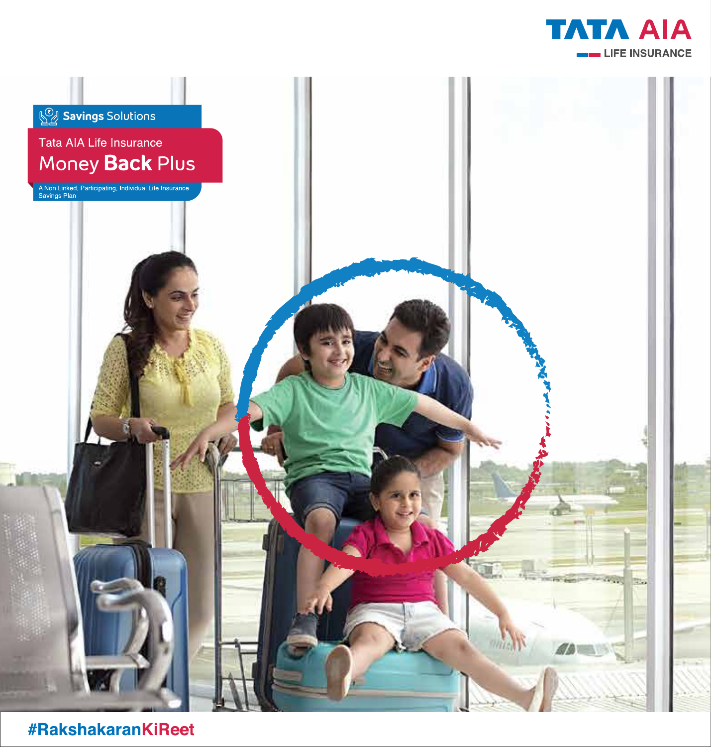TATA AIA
LIFE INSURANCE

Savings Solutions

Tata AIA Life Insurance

# Money **Back** Plus

A Non Linked, Participating, Individual Life Insurance Savings Plan

#RakshakaranKiReet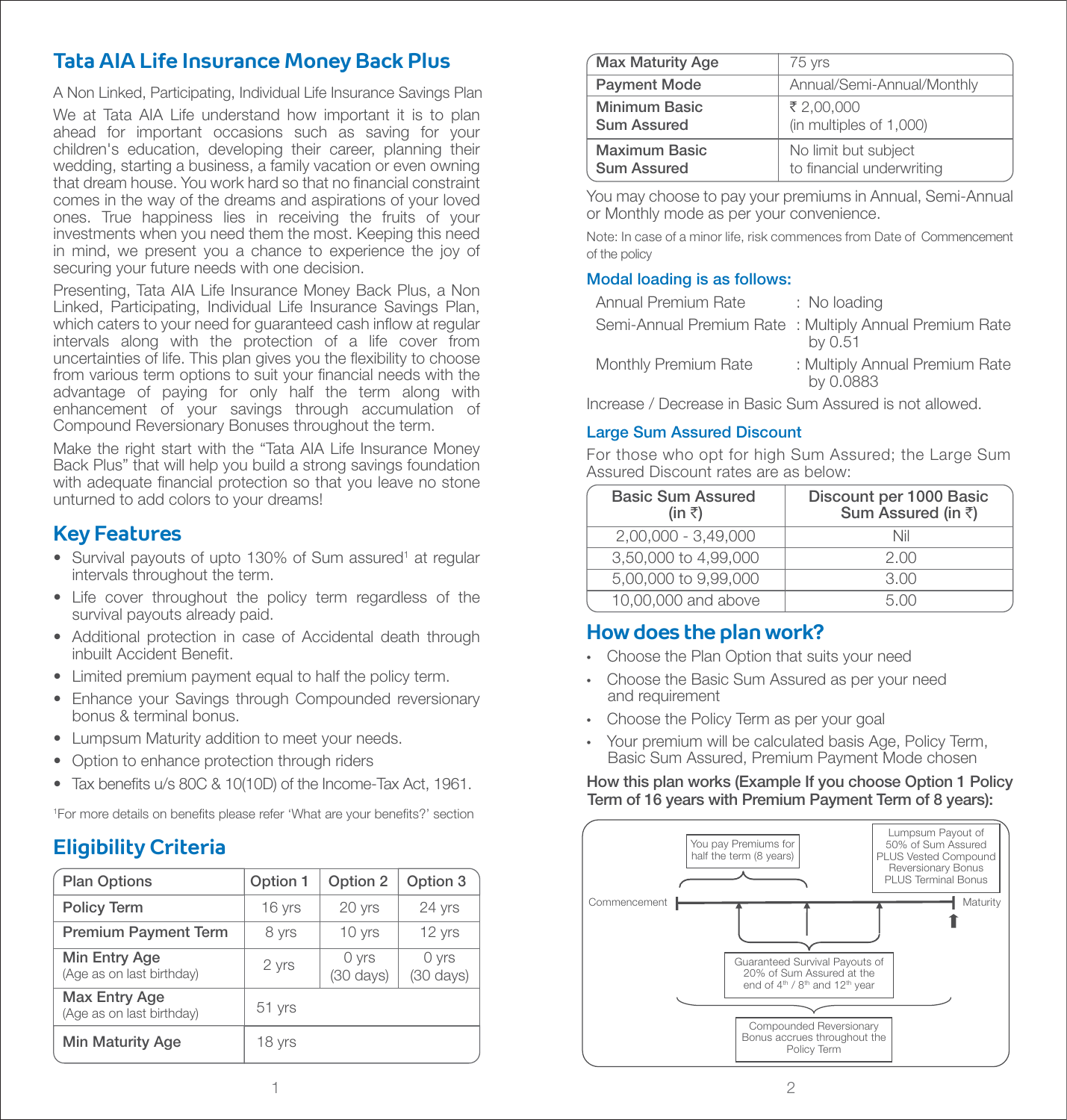## Tata AIA Life Insurance Money Back Plus

A Non Linked, Participating, Individual Life Insurance Savings Plan

We at Tata AIA Life understand how important it is to plan ahead for important occasions such as saving for your children's education, developing their career, planning their wedding, starting a business, a family vacation or even owning that dream house. You work hard so that no financial constraint comes in the way of the dreams and aspirations of your loved ones. True happiness lies in receiving the fruits of your investments when you need them the most. Keeping this need in mind, we present you a chance to experience the joy of securing your future needs with one decision.

Presenting, Tata AIA Life Insurance Money Back Plus, a Non Linked, Participating, Individual Life Insurance Savings Plan, which caters to your need for guaranteed cash inflow at regular intervals along with the protection of a life cover from uncertainties of life. This plan gives you the flexibility to choose from various term options to suit your financial needs with the advantage of paying for only half the term along with enhancement of your savings through accumulation of Compound Reversionary Bonuses throughout the term.

Make the right start with the "Tata AIA Life Insurance Money Back Plus" that will help you build a strong savings foundation with adequate financial protection so that you leave no stone unturned to add colors to your dreams!

## Key Features

- Survival payouts of upto 130% of Sum assured[1] at regular intervals throughout the term.
- Life cover throughout the policy term regardless of the survival payouts already paid.
- Additional protection in case of Accidental death through inbuilt Accident Benefit.
- Limited premium payment equal to half the policy term.
- Enhance your Savings through Compounded reversionary bonus & terminal bonus.
- Lumpsum Maturity addition to meet your needs.
- Option to enhance protection through riders
- Tax benefits u/s 80C & 10(10D) of the Income-Tax Act, 1961.

[1]For more details on benefits please refer 'What are your benefits?' section

## Eligibility Criteria

| Plan Options | Option 1 | Option 2 | Option 3 |
|---|---|---|---|
| Policy Term | 16 yrs | 20 yrs | 24 yrs |
| Premium Payment Term | 8 yrs | 10 yrs | 12 yrs |
| Min Entry Age (Age as on last birthday) | 2 yrs | 0 yrs (30 days) | 0 yrs (30 days) |
| Max Entry Age (Age as on last birthday) | 51 yrs | | |
| Min Maturity Age | 18 yrs | | |
| Max Maturity Age | 75 yrs | | |
| Payment Mode | Annual/Semi-Annual/Monthly | | |
| Minimum Basic Sum Assured | ₹ 2,00,000 (in multiples of 1,000) | | |
| Maximum Basic Sum Assured | No limit but subject to financial underwriting | | |

You may choose to pay your premiums in Annual, Semi-Annual or Monthly mode as per your convenience.

Note: In case of a minor life, risk commences from Date of Commencement of the policy

### Modal loading is as follows:

- Annual Premium Rate : No loading
- Semi-Annual Premium Rate : Multiply Annual Premium Rate by 0.51
- Monthly Premium Rate : Multiply Annual Premium Rate by 0.0883

Increase / Decrease in Basic Sum Assured is not allowed.

### Large Sum Assured Discount

For those who opt for high Sum Assured; the Large Sum Assured Discount rates are as below:

| Basic Sum Assured (in ₹) | Discount per 1000 Basic Sum Assured (in ₹) |
|---|---|
| 2,00,000 - 3,49,000 | Nil |
| 3,50,000 to 4,99,000 | 2.00 |
| 5,00,000 to 9,99,000 | 3.00 |
| 10,00,000 and above | 5.00 |

## How does the plan work?

- Choose the Plan Option that suits your need
- Choose the Basic Sum Assured as per your need and requirement
- Choose the Policy Term as per your goal
- Your premium will be calculated basis Age, Policy Term, Basic Sum Assured, Premium Payment Mode chosen

**How this plan works (Example If you choose Option 1 Policy Term of 16 years with Premium Payment Term of 8 years):**

Commencement — You pay Premiums for half the term (8 years) — Guaranteed Survival Payouts of 20% of Sum Assured at the end of 4th / 8th and 12th year — Maturity: Lumpsum Payout of 50% of Sum Assured PLUS Vested Compound Reversionary Bonus PLUS Terminal Bonus

Compounded Reversionary Bonus accrues throughout the Policy Term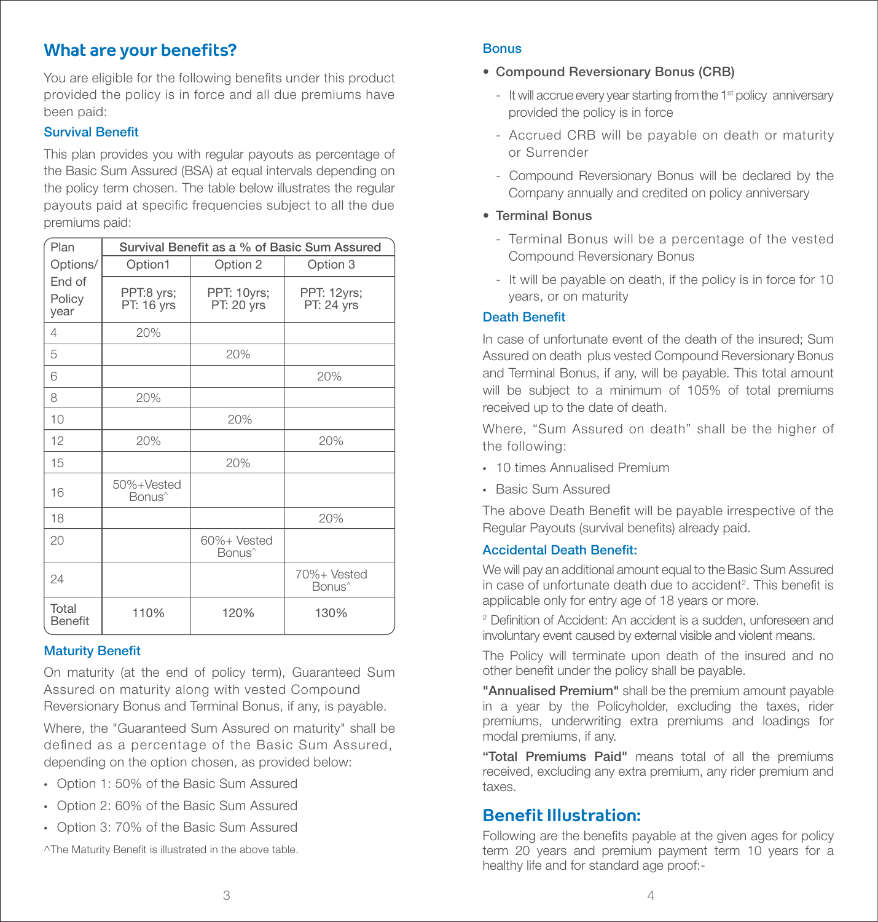## What are your benefits?

You are eligible for the following benefits under this product provided the policy is in force and all due premiums have been paid:

### Survival Benefit

This plan provides you with regular payouts as percentage of the Basic Sum Assured (BSA) at equal intervals depending on the policy term chosen. The table below illustrates the regular payouts paid at specific frequencies subject to all the due premiums paid:

| Plan Options/ End of Policy year | Survival Benefit as a % of Basic Sum Assured | | |
|---|---|---|---|
| | Option1 | Option 2 | Option 3 |
| | PPT:8 yrs; PT: 16 yrs | PPT: 10yrs; PT: 20 yrs | PPT: 12yrs; PT: 24 yrs |
| 4 | 20% | | |
| 5 | | 20% | |
| 6 | | | 20% |
| 8 | 20% | | |
| 10 | | 20% | |
| 12 | 20% | | 20% |
| 15 | | 20% | |
| 16 | 50%+Vested Bonus^ | | |
| 18 | | | 20% |
| 20 | | 60%+ Vested Bonus^ | |
| 24 | | | 70%+ Vested Bonus^ |
| Total Benefit | 110% | 120% | 130% |

### Maturity Benefit

On maturity (at the end of policy term), Guaranteed Sum Assured on maturity along with vested Compound Reversionary Bonus and Terminal Bonus, if any, is payable.

Where, the "Guaranteed Sum Assured on maturity" shall be defined as a percentage of the Basic Sum Assured, depending on the option chosen, as provided below:

- Option 1: 50% of the Basic Sum Assured
- Option 2: 60% of the Basic Sum Assured
- Option 3: 70% of the Basic Sum Assured

^The Maturity Benefit is illustrated in the above table.

### Bonus

- **Compound Reversionary Bonus (CRB)**
  - It will accrue every year starting from the 1st policy anniversary provided the policy is in force
  - Accrued CRB will be payable on death or maturity or Surrender
  - Compound Reversionary Bonus will be declared by the Company annually and credited on policy anniversary
- **Terminal Bonus**
  - Terminal Bonus will be a percentage of the vested Compound Reversionary Bonus
  - It will be payable on death, if the policy is in force for 10 years, or on maturity

### Death Benefit

In case of unfortunate event of the death of the insured; Sum Assured on death plus vested Compound Reversionary Bonus and Terminal Bonus, if any, will be payable. This total amount will be subject to a minimum of 105% of total premiums received up to the date of death.

Where, "Sum Assured on death" shall be the higher of the following:

- 10 times Annualised Premium
- Basic Sum Assured

The above Death Benefit will be payable irrespective of the Regular Payouts (survival benefits) already paid.

### Accidental Death Benefit:

We will pay an additional amount equal to the Basic Sum Assured in case of unfortunate death due to accident[2]. This benefit is applicable only for entry age of 18 years or more.

[2] Definition of Accident: An accident is a sudden, unforeseen and involuntary event caused by external visible and violent means.

The Policy will terminate upon death of the insured and no other benefit under the policy shall be payable.

**"Annualised Premium"** shall be the premium amount payable in a year by the Policyholder, excluding the taxes, rider premiums, underwriting extra premiums and loadings for modal premiums, if any.

**"Total Premiums Paid"** means total of all the premiums received, excluding any extra premium, any rider premium and taxes.

## Benefit Illustration:

Following are the benefits payable at the given ages for policy term 20 years and premium payment term 10 years for a healthy life and for standard age proof:-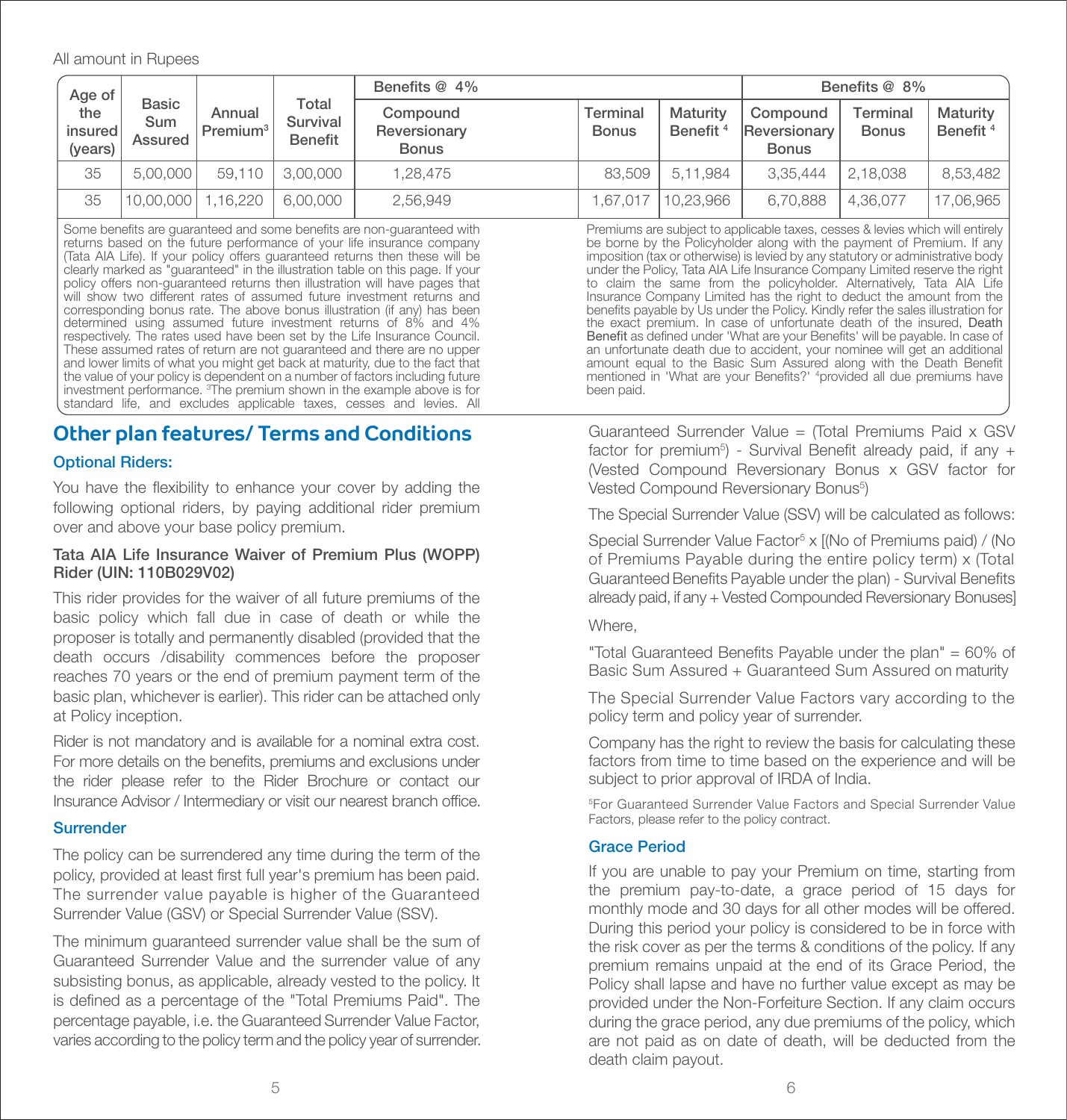All amount in Rupees

| Age of the insured (years) | Basic Sum Assured | Annual Premium[3] | Total Survival Benefit | Benefits @ 4% | | | Benefits @ 8% | | |
|---|---|---|---|---|---|---|---|---|---|
| | | | | Compound Reversionary Bonus | Terminal Bonus | Maturity Benefit [4] | Compound Reversionary Bonus | Terminal Bonus | Maturity Benefit [4] |
| 35 | 5,00,000 | 59,110 | 3,00,000 | 1,28,475 | 83,509 | 5,11,984 | 3,35,444 | 2,18,038 | 8,53,482 |
| 35 | 10,00,000 | 1,16,220 | 6,00,000 | 2,56,949 | 1,67,017 | 10,23,966 | 6,70,888 | 4,36,077 | 17,06,965 |

Some benefits are guaranteed and some benefits are non-guaranteed with returns based on the future performance of your life insurance company (Tata AIA Life). If your policy offers guaranteed returns then these will be clearly marked as "guaranteed" in the illustration table on this page. If your policy offers non-guaranteed returns then illustration will have pages that will show two different rates of assumed future investment returns and corresponding bonus rate. The above bonus illustration (if any) has been determined using assumed future investment returns of 8% and 4% respectively. The rates used have been set by the Life Insurance Council. These assumed rates of return are not guaranteed and there are no upper and lower limits of what you might get back at maturity, due to the fact that the value of your policy is dependent on a number of factors including future investment performance. [3]The premium shown in the example above is for standard life, and excludes applicable taxes, cesses and levies. All Premiums are subject to applicable taxes, cesses & levies which will entirely be borne by the Policyholder along with the payment of Premium. If any imposition (tax or otherwise) is levied by any statutory or administrative body under the Policy, Tata AIA Life Insurance Company Limited reserve the right to claim the same from the policyholder. Alternatively, Tata AIA Life Insurance Company Limited has the right to deduct the amount from the benefits payable by Us under the Policy. Kindly refer the sales illustration for the exact premium. In case of unfortunate death of the insured, Death Benefit as defined under 'What are your Benefits' will be payable. In case of an unfortunate death due to accident, your nominee will get an additional amount equal to the Basic Sum Assured along with the Death Benefit mentioned in 'What are your Benefits?' [4]provided all due premiums have been paid.

## Other plan features/ Terms and Conditions

### Optional Riders:

You have the flexibility to enhance your cover by adding the following optional riders, by paying additional rider premium over and above your base policy premium.

**Tata AIA Life Insurance Waiver of Premium Plus (WOPP) Rider (UIN: 110B029V02)**

This rider provides for the waiver of all future premiums of the basic policy which fall due in case of death or while the proposer is totally and permanently disabled (provided that the death occurs /disability commences before the proposer reaches 70 years or the end of premium payment term of the basic plan, whichever is earlier). This rider can be attached only at Policy inception.

Rider is not mandatory and is available for a nominal extra cost. For more details on the benefits, premiums and exclusions under the rider please refer to the Rider Brochure or contact our Insurance Advisor / Intermediary or visit our nearest branch office.

### Surrender

The policy can be surrendered any time during the term of the policy, provided at least first full year's premium has been paid. The surrender value payable is higher of the Guaranteed Surrender Value (GSV) or Special Surrender Value (SSV).

The minimum guaranteed surrender value shall be the sum of Guaranteed Surrender Value and the surrender value of any subsisting bonus, as applicable, already vested to the policy. It is defined as a percentage of the "Total Premiums Paid". The percentage payable, i.e. the Guaranteed Surrender Value Factor, varies according to the policy term and the policy year of surrender.

Guaranteed Surrender Value = (Total Premiums Paid x GSV factor for premium[5]) - Survival Benefit already paid, if any + (Vested Compound Reversionary Bonus x GSV factor for Vested Compound Reversionary Bonus[5])

The Special Surrender Value (SSV) will be calculated as follows:

Special Surrender Value Factor[5] x [(No of Premiums paid) / (No of Premiums Payable during the entire policy term) x (Total Guaranteed Benefits Payable under the plan) - Survival Benefits already paid, if any + Vested Compounded Reversionary Bonuses]

Where,

"Total Guaranteed Benefits Payable under the plan" = 60% of Basic Sum Assured + Guaranteed Sum Assured on maturity

The Special Surrender Value Factors vary according to the policy term and policy year of surrender.

Company has the right to review the basis for calculating these factors from time to time based on the experience and will be subject to prior approval of IRDA of India.

[5]For Guaranteed Surrender Value Factors and Special Surrender Value Factors, please refer to the policy contract.

### Grace Period

If you are unable to pay your Premium on time, starting from the premium pay-to-date, a grace period of 15 days for monthly mode and 30 days for all other modes will be offered. During this period your policy is considered to be in force with the risk cover as per the terms & conditions of the policy. If any premium remains unpaid at the end of its Grace Period, the Policy shall lapse and have no further value except as may be provided under the Non-Forfeiture Section. If any claim occurs during the grace period, any due premiums of the policy, which are not paid as on date of death, will be deducted from the death claim payout.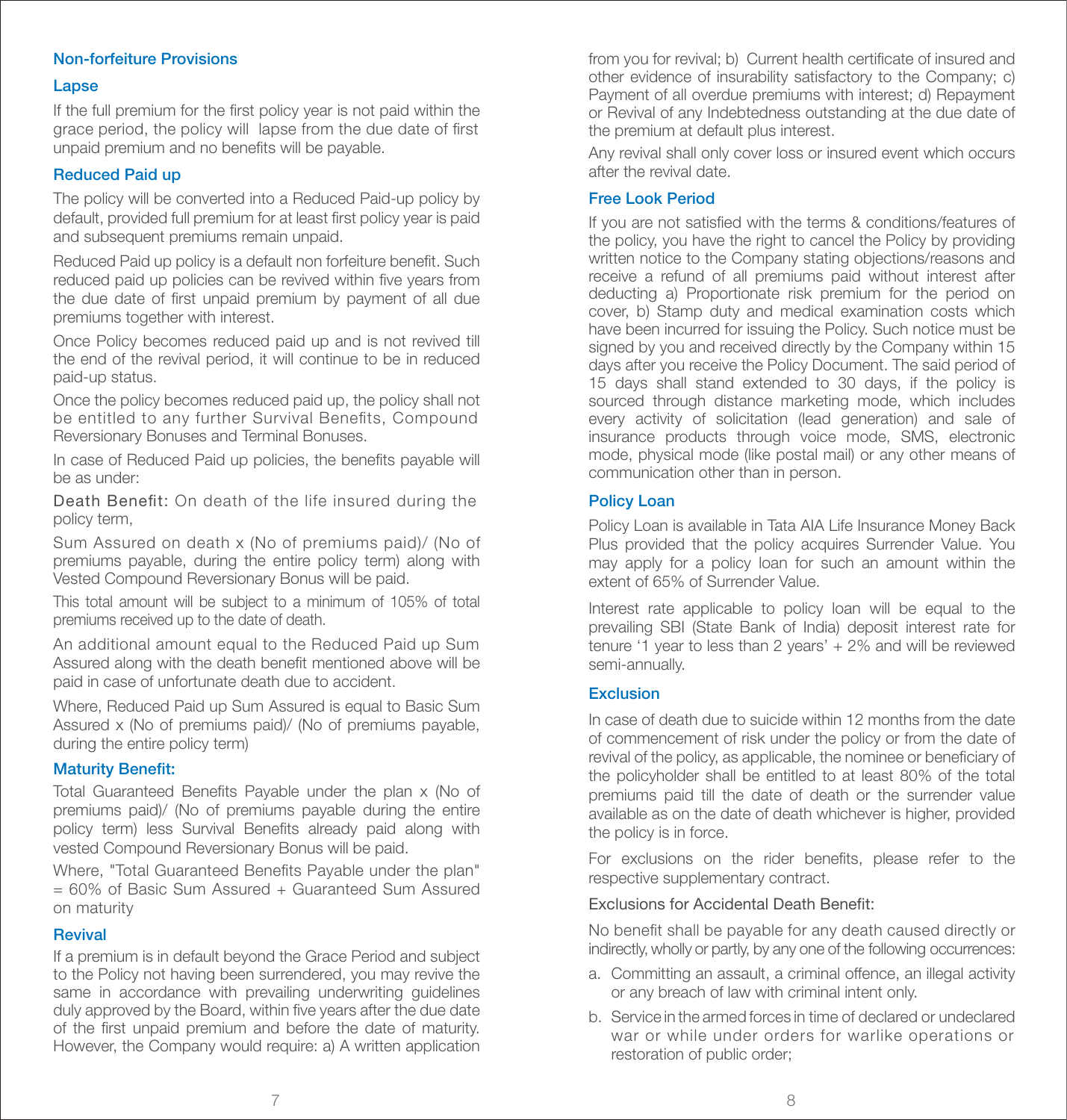### Non-forfeiture Provisions

#### Lapse

If the full premium for the first policy year is not paid within the grace period, the policy will lapse from the due date of first unpaid premium and no benefits will be payable.

#### Reduced Paid up

The policy will be converted into a Reduced Paid-up policy by default, provided full premium for at least first policy year is paid and subsequent premiums remain unpaid.

Reduced Paid up policy is a default non forfeiture benefit. Such reduced paid up policies can be revived within five years from the due date of first unpaid premium by payment of all due premiums together with interest.

Once Policy becomes reduced paid up and is not revived till the end of the revival period, it will continue to be in reduced paid-up status.

Once the policy becomes reduced paid up, the policy shall not be entitled to any further Survival Benefits, Compound Reversionary Bonuses and Terminal Bonuses.

In case of Reduced Paid up policies, the benefits payable will be as under:

Death Benefit: On death of the life insured during the policy term,

Sum Assured on death x (No of premiums paid)/ (No of premiums payable, during the entire policy term) along with Vested Compound Reversionary Bonus will be paid.

This total amount will be subject to a minimum of 105% of total premiums received up to the date of death.

An additional amount equal to the Reduced Paid up Sum Assured along with the death benefit mentioned above will be paid in case of unfortunate death due to accident.

Where, Reduced Paid up Sum Assured is equal to Basic Sum Assured x (No of premiums paid)/ (No of premiums payable, during the entire policy term)

#### Maturity Benefit:

Total Guaranteed Benefits Payable under the plan x (No of premiums paid)/ (No of premiums payable during the entire policy term) less Survival Benefits already paid along with vested Compound Reversionary Bonus will be paid.

Where, "Total Guaranteed Benefits Payable under the plan" = 60% of Basic Sum Assured + Guaranteed Sum Assured on maturity

#### Revival

If a premium is in default beyond the Grace Period and subject to the Policy not having been surrendered, you may revive the same in accordance with prevailing underwriting guidelines duly approved by the Board, within five years after the due date of the first unpaid premium and before the date of maturity. However, the Company would require: a) A written application from you for revival; b) Current health certificate of insured and other evidence of insurability satisfactory to the Company; c) Payment of all overdue premiums with interest; d) Repayment or Revival of any Indebtedness outstanding at the due date of the premium at default plus interest.

Any revival shall only cover loss or insured event which occurs after the revival date.

#### Free Look Period

If you are not satisfied with the terms & conditions/features of the policy, you have the right to cancel the Policy by providing written notice to the Company stating objections/reasons and receive a refund of all premiums paid without interest after deducting a) Proportionate risk premium for the period on cover, b) Stamp duty and medical examination costs which have been incurred for issuing the Policy. Such notice must be signed by you and received directly by the Company within 15 days after you receive the Policy Document. The said period of 15 days shall stand extended to 30 days, if the policy is sourced through distance marketing mode, which includes every activity of solicitation (lead generation) and sale of insurance products through voice mode, SMS, electronic mode, physical mode (like postal mail) or any other means of communication other than in person.

#### Policy Loan

Policy Loan is available in Tata AIA Life Insurance Money Back Plus provided that the policy acquires Surrender Value. You may apply for a policy loan for such an amount within the extent of 65% of Surrender Value.

Interest rate applicable to policy loan will be equal to the prevailing SBI (State Bank of India) deposit interest rate for tenure '1 year to less than 2 years' + 2% and will be reviewed semi-annually.

#### Exclusion

In case of death due to suicide within 12 months from the date of commencement of risk under the policy or from the date of revival of the policy, as applicable, the nominee or beneficiary of the policyholder shall be entitled to at least 80% of the total premiums paid till the date of death or the surrender value available as on the date of death whichever is higher, provided the policy is in force.

For exclusions on the rider benefits, please refer to the respective supplementary contract.

Exclusions for Accidental Death Benefit:

No benefit shall be payable for any death caused directly or indirectly, wholly or partly, by any one of the following occurrences:

a. Committing an assault, a criminal offence, an illegal activity or any breach of law with criminal intent only.
b. Service in the armed forces in time of declared or undeclared war or while under orders for warlike operations or restoration of public order;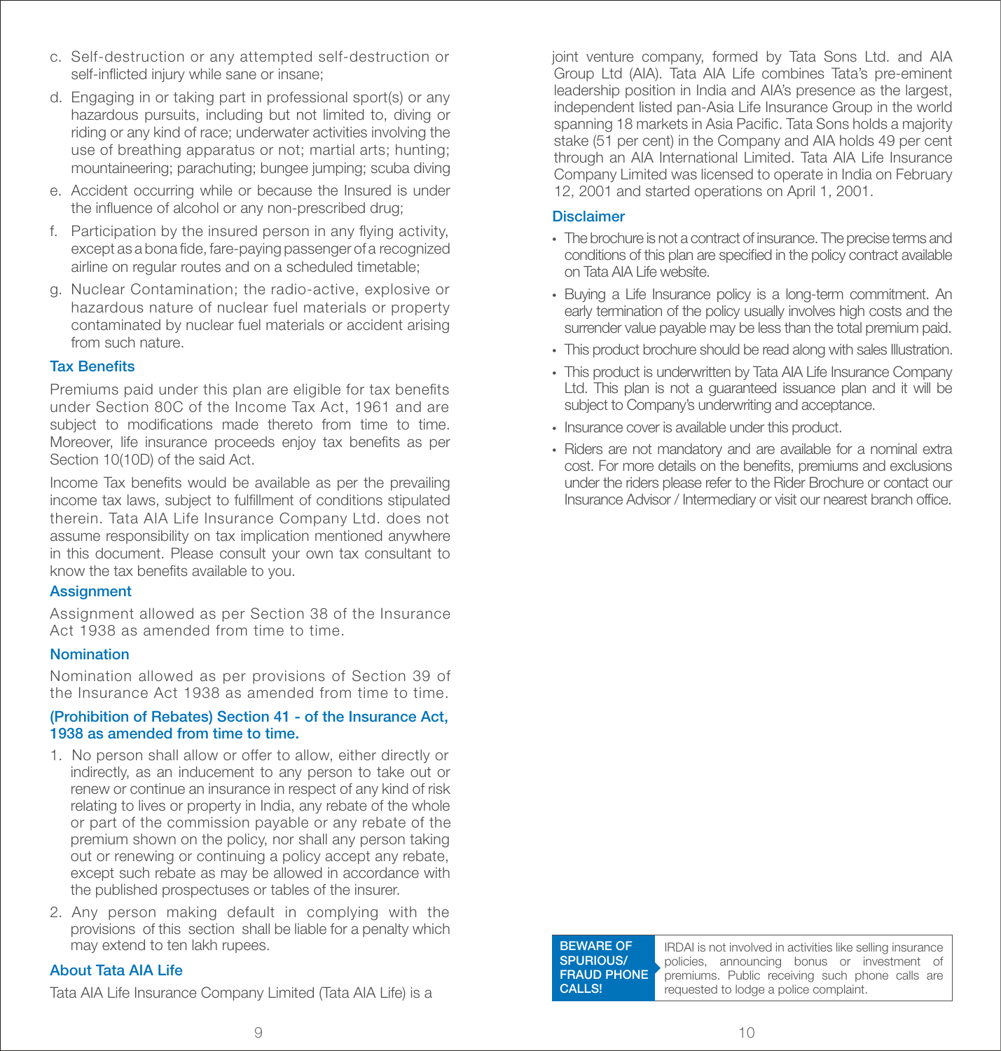c. Self-destruction or any attempted self-destruction or self-inflicted injury while sane or insane;

d. Engaging in or taking part in professional sport(s) or any hazardous pursuits, including but not limited to, diving or riding or any kind of race; underwater activities involving the use of breathing apparatus or not; martial arts; hunting; mountaineering; parachuting; bungee jumping; scuba diving

e. Accident occurring while or because the Insured is under the influence of alcohol or any non-prescribed drug;

f. Participation by the insured person in any flying activity, except as a bona fide, fare-paying passenger of a recognized airline on regular routes and on a scheduled timetable;

g. Nuclear Contamination; the radio-active, explosive or hazardous nature of nuclear fuel materials or property contaminated by nuclear fuel materials or accident arising from such nature.

## Tax Benefits

Premiums paid under this plan are eligible for tax benefits under Section 80C of the Income Tax Act, 1961 and are subject to modifications made thereto from time to time. Moreover, life insurance proceeds enjoy tax benefits as per Section 10(10D) of the said Act.

Income Tax benefits would be available as per the prevailing income tax laws, subject to fulfillment of conditions stipulated therein. Tata AIA Life Insurance Company Ltd. does not assume responsibility on tax implication mentioned anywhere in this document. Please consult your own tax consultant to know the tax benefits available to you.

## Assignment

Assignment allowed as per Section 38 of the Insurance Act 1938 as amended from time to time.

## Nomination

Nomination allowed as per provisions of Section 39 of the Insurance Act 1938 as amended from time to time.

## (Prohibition of Rebates) Section 41 - of the Insurance Act, 1938 as amended from time to time.

1. No person shall allow or offer to allow, either directly or indirectly, as an inducement to any person to take out or renew or continue an insurance in respect of any kind of risk relating to lives or property in India, any rebate of the whole or part of the commission payable or any rebate of the premium shown on the policy, nor shall any person taking out or renewing or continuing a policy accept any rebate, except such rebate as may be allowed in accordance with the published prospectuses or tables of the insurer.
2. Any person making default in complying with the provisions of this section shall be liable for a penalty which may extend to ten lakh rupees.

## About Tata AIA Life

Tata AIA Life Insurance Company Limited (Tata AIA Life) is a joint venture company, formed by Tata Sons Ltd. and AIA Group Ltd (AIA). Tata AIA Life combines Tata's pre-eminent leadership position in India and AIA's presence as the largest, independent listed pan-Asia Life Insurance Group in the world spanning 18 markets in Asia Pacific. Tata Sons holds a majority stake (51 per cent) in the Company and AIA holds 49 per cent through an AIA International Limited. Tata AIA Life Insurance Company Limited was licensed to operate in India on February 12, 2001 and started operations on April 1, 2001.

## Disclaimer

- The brochure is not a contract of insurance. The precise terms and conditions of this plan are specified in the policy contract available on Tata AIA Life website.
- Buying a Life Insurance policy is a long-term commitment. An early termination of the policy usually involves high costs and the surrender value payable may be less than the total premium paid.
- This product brochure should be read along with sales Illustration.
- This product is underwritten by Tata AIA Life Insurance Company Ltd. This plan is not a guaranteed issuance plan and it will be subject to Company's underwriting and acceptance.
- Insurance cover is available under this product.
- Riders are not mandatory and are available for a nominal extra cost. For more details on the benefits, premiums and exclusions under the riders please refer to the Rider Brochure or contact our Insurance Advisor / Intermediary or visit our nearest branch office.

**BEWARE OF SPURIOUS/ FRAUD PHONE CALLS!**

IRDAI is not involved in activities like selling insurance policies, announcing bonus or investment of premiums. Public receiving such phone calls are requested to lodge a police complaint.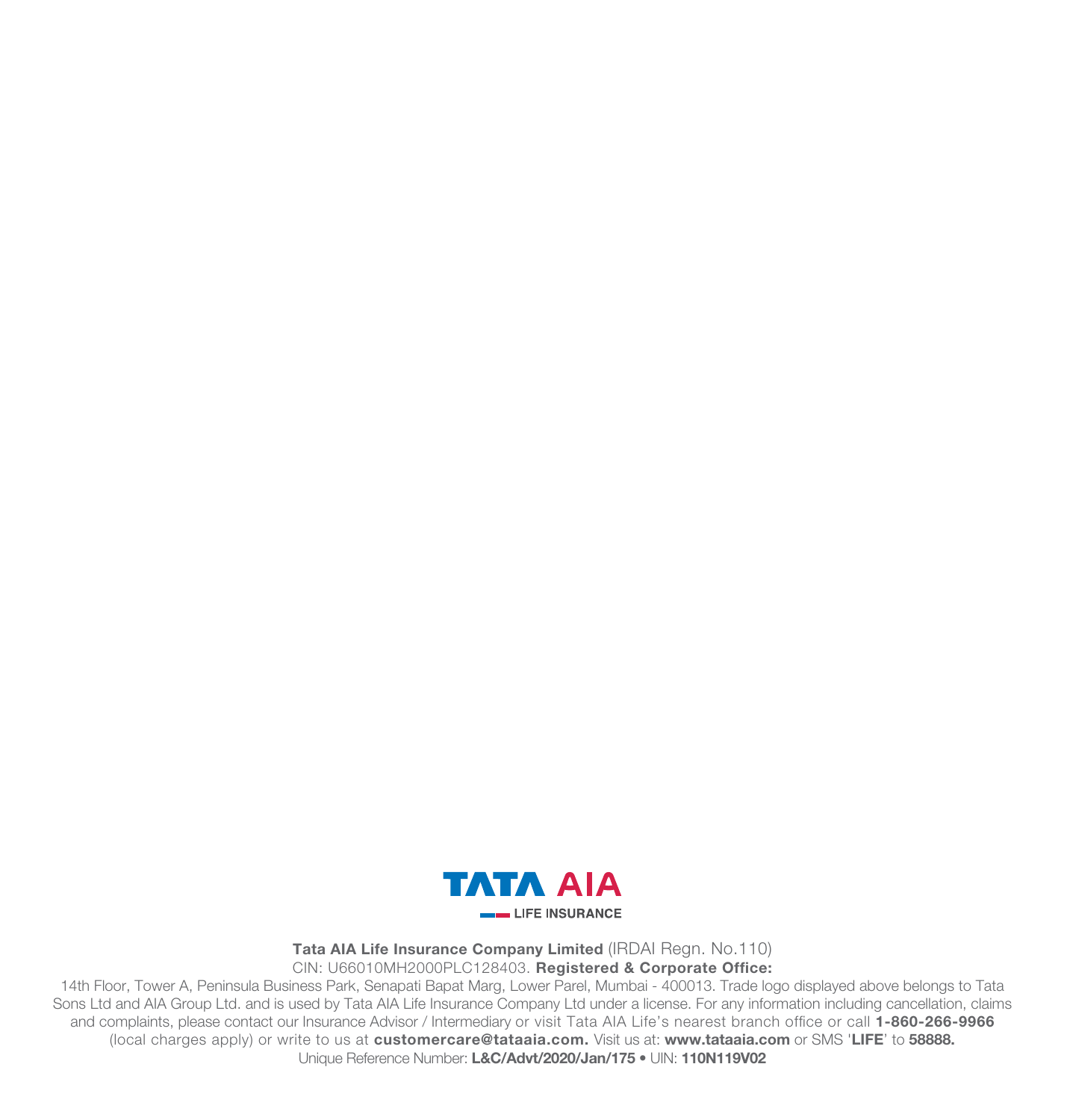TATA AIA

LIFE INSURANCE

**Tata AIA Life Insurance Company Limited** (IRDAI Regn. No.110)
CIN: U66010MH2000PLC128403. **Registered & Corporate Office:**
14th Floor, Tower A, Peninsula Business Park, Senapati Bapat Marg, Lower Parel, Mumbai - 400013. Trade logo displayed above belongs to Tata Sons Ltd and AIA Group Ltd. and is used by Tata AIA Life Insurance Company Ltd under a license. For any information including cancellation, claims and complaints, please contact our Insurance Advisor / Intermediary or visit Tata AIA Life's nearest branch office or call **1-860-266-9966** (local charges apply) or write to us at **customercare@tataaia.com.** Visit us at: **www.tataaia.com** or SMS '**LIFE**' to **58888.**
Unique Reference Number: **L&C/Advt/2020/Jan/175** • UIN: **110N119V02**